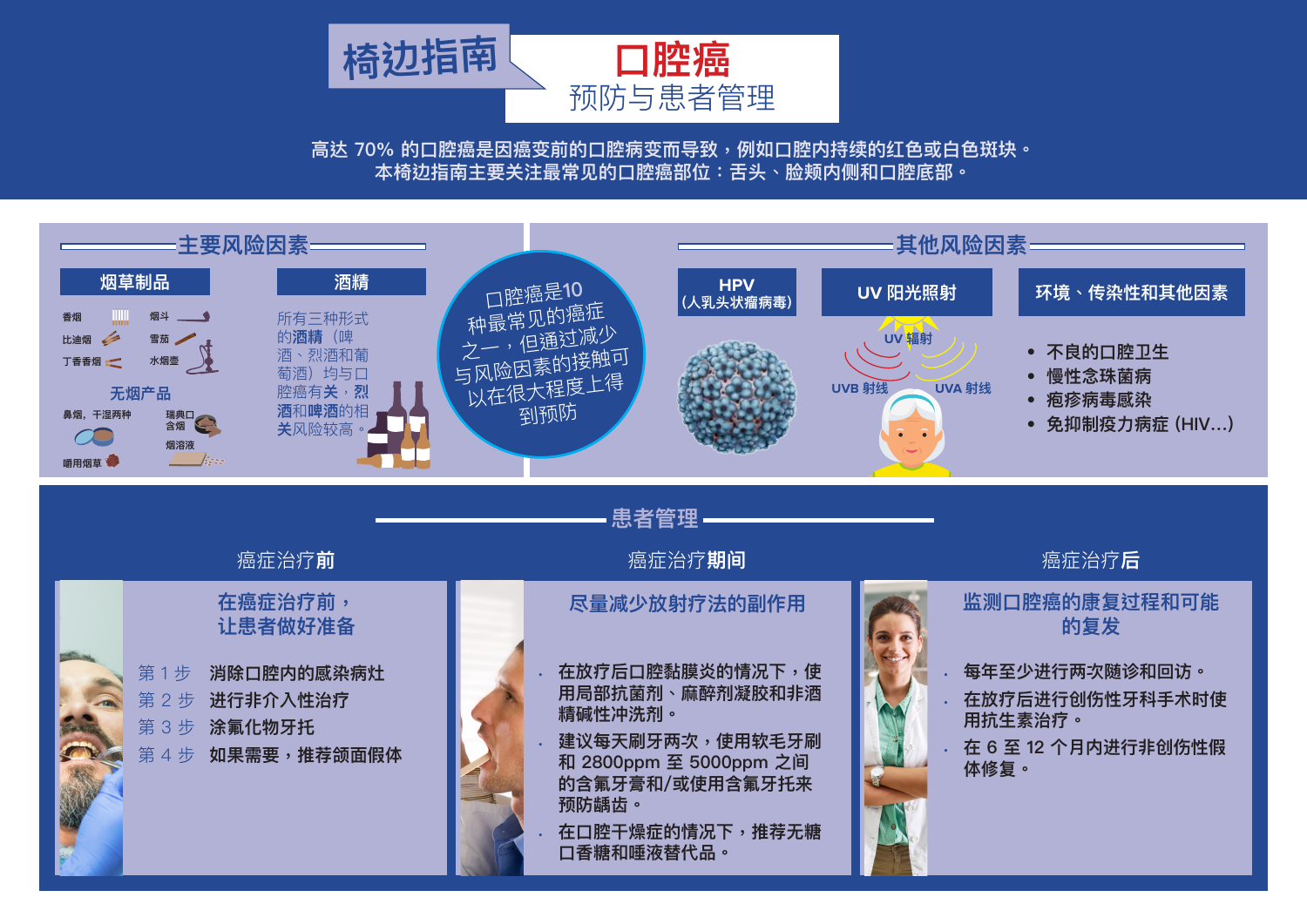# 椅边指南

## 口腔癌

### 预防与患者管理

高达 70% 的口腔癌是因癌变前的口腔病变而导致，例如口腔内持续的红色或白色斑块。
本椅边指南主要关注最常见的口腔癌部位：舌头、脸颊内侧和口腔底部。

## 主要风险因素

### 烟草制品

香烟
烟斗
比迪烟
雪茄
丁香香烟
水烟壶

**无烟产品**

鼻烟，干湿两种
瑞典口含烟
烟溶液
嚼用烟草

### 酒精

所有三种形式的**酒精**（啤酒、烈酒和葡萄酒）均与口腔癌有**关**，**烈酒和啤酒**的相**关**风险较高。

口腔癌是10种最常见的癌症之一，但通过减少与风险因素的接触可以在很大程度上得到预防

## 其他风险因素

### HPV（人乳头状瘤病毒）

### UV 阳光照射

UV 辐射
UVB 射线
UVA 射线

### 环境、传染性和其他因素

- 不良的口腔卫生
- 慢性念珠菌病
- 疱疹病毒感染
- 免抑制疫力病症 (HIV...)

## 患者管理

### 癌症治疗**前**

**在癌症治疗前，让患者做好准备**

- 第 1 步　消除口腔内的感染病灶
- 第 2 步　进行非介入性治疗
- 第 3 步　涂氟化物牙托
- 第 4 步　如果需要，推荐颌面假体

### 癌症治疗**期间**

**尽量减少放射疗法的副作用**

- 在放疗后口腔黏膜炎的情况下，使用局部抗菌剂、麻醉剂凝胶和非酒精碱性冲洗剂。
- 建议每天刷牙两次，使用软毛牙刷和 2800ppm 至 5000ppm 之间的含氟牙膏和/或使用含氟牙托来预防龋齿。
- 在口腔干燥症的情况下，推荐无糖口香糖和唾液替代品。

### 癌症治疗**后**

**监测口腔癌的康复过程和可能的复发**

- 每年至少进行两次随诊和回访。
- 在放疗后进行创伤性牙科手术时使用抗生素治疗。
- 在 6 至 12 个月内进行非创伤性假体修复。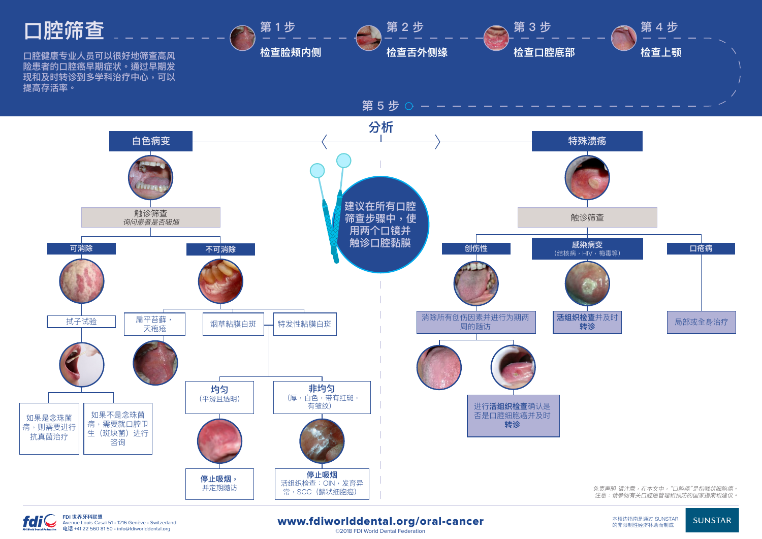# 口腔筛查

口腔健康专业人员可以很好地筛查高风险患者的口腔癌早期症状。通过早期发现和及时转诊到多学科治疗中心，可以提高存活率。

**第 1 步** 检查脸颊内侧

**第 2 步** 检查舌外侧缘

**第 3 步** 检查口腔底部

**第 4 步** 检查上颚

**第 5 步**

## 分析

建议在所有口腔筛查步骤中，使用两个口镜并触诊口腔黏膜

### 白色病变

触诊筛查
*询问患者是否吸烟*

**可消除**

拭子试验

- 如果是念珠菌病，则需要进行抗真菌治疗
- 如果不是念珠菌病，需要就口腔卫生（斑块菌）进行咨询

**不可消除**

- 扁平苔藓，天疱疮
- 烟草粘膜白斑
- 特发性粘膜白斑

**均匀**
（平滑且透明）

**停止吸烟，**
并定期随访

**非均匀**
（厚，白色，带有红斑，有皱纹）

**停止吸烟**
活组织检查：OIN，发育异常，SCC（鳞状细胞癌）

### 特殊溃疡

触诊筛查

**创伤性**

消除所有创伤因素并进行为期两周的随访

进行**活组织检查**确认是否是口腔细胞癌并及时**转诊**

**感染病变**
（结核病，HIV，梅毒等）

**活组织检查**并及时**转诊**

**口疮病**

局部或全身治疗

*免责声明 请注意，在本文中，"口腔癌"是指鳞状细胞癌。*
*注意：请参阅有关口腔癌管理和预防的国家指南和建议。*

FDI 世界牙科联盟
Avenue Louis-Casaï 51 • 1216 Genève • Switzerland
电话 +41 22 560 81 50 • info@fdiworlddental.org

**www.fdiworlddental.org/oral-cancer**
©2018 FDI World Dental Federation

本椅边指南是通过 SUNSTAR 的非限制性经济补助而制成

SUNSTAR